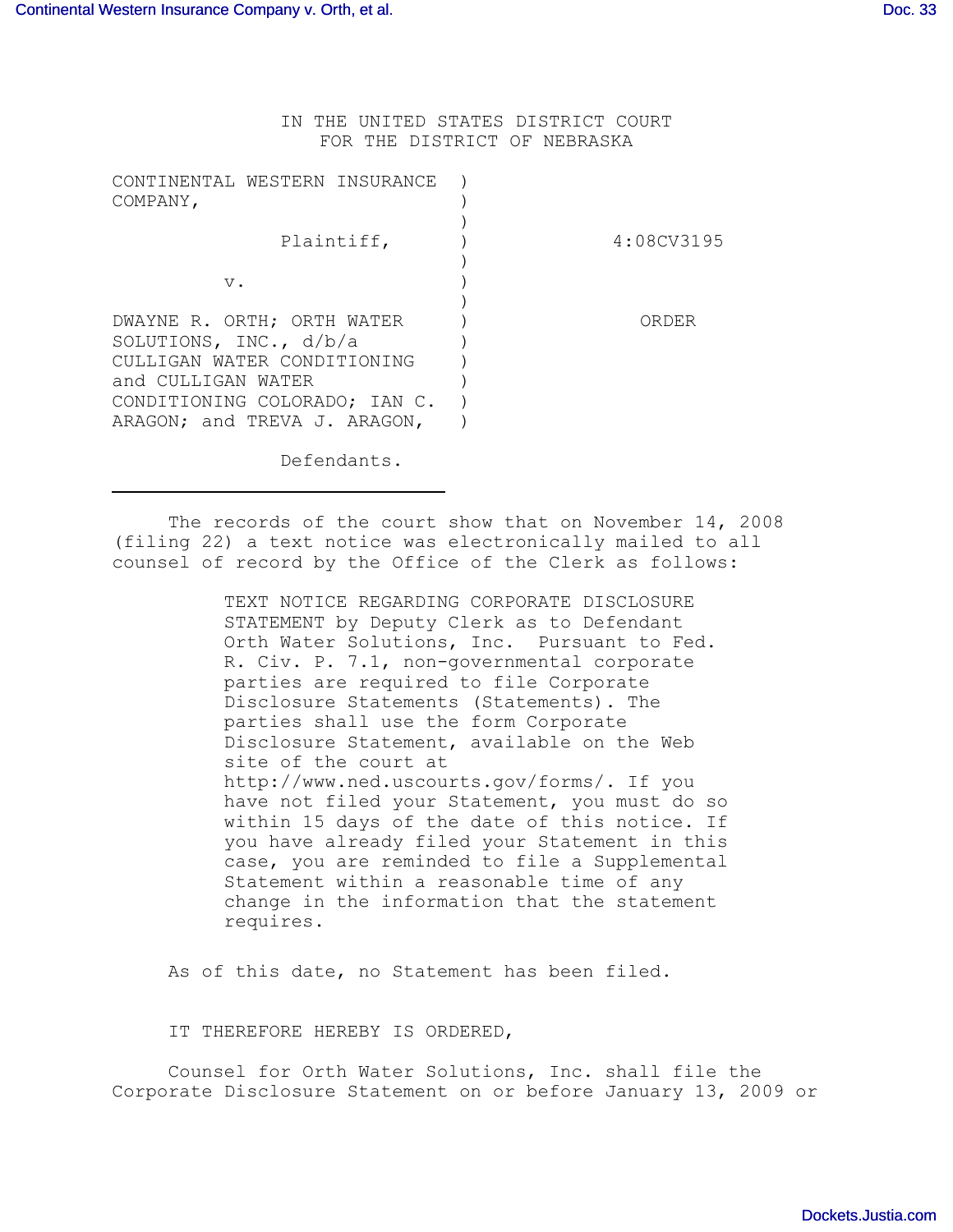IN THE UNITED STATES DISTRICT COURT
FOR THE DISTRICT OF NEBRASKA

| | | |
|---|---|---|
| CONTINENTAL WESTERN INSURANCE COMPANY, | ) | |
| Plaintiff, | ) | 4:08CV3195 |
| v. | ) | |
| DWAYNE R. ORTH; ORTH WATER SOLUTIONS, INC., d/b/a CULLIGAN WATER CONDITIONING and CULLIGAN WATER CONDITIONING COLORADO; IAN C. ARAGON; and TREVA J. ARAGON, | ) | ORDER |
| Defendants. | | |

The records of the court show that on November 14, 2008 (filing 22) a text notice was electronically mailed to all counsel of record by the Office of the Clerk as follows:

> TEXT NOTICE REGARDING CORPORATE DISCLOSURE STATEMENT by Deputy Clerk as to Defendant Orth Water Solutions, Inc. Pursuant to Fed. R. Civ. P. 7.1, non-governmental corporate parties are required to file Corporate Disclosure Statements (Statements). The parties shall use the form Corporate Disclosure Statement, available on the Web site of the court at http://www.ned.uscourts.gov/forms/. If you have not filed your Statement, you must do so within 15 days of the date of this notice. If you have already filed your Statement in this case, you are reminded to file a Supplemental Statement within a reasonable time of any change in the information that the statement requires.

As of this date, no Statement has been filed.

IT THEREFORE HEREBY IS ORDERED,

Counsel for Orth Water Solutions, Inc. shall file the Corporate Disclosure Statement on or before January 13, 2009 or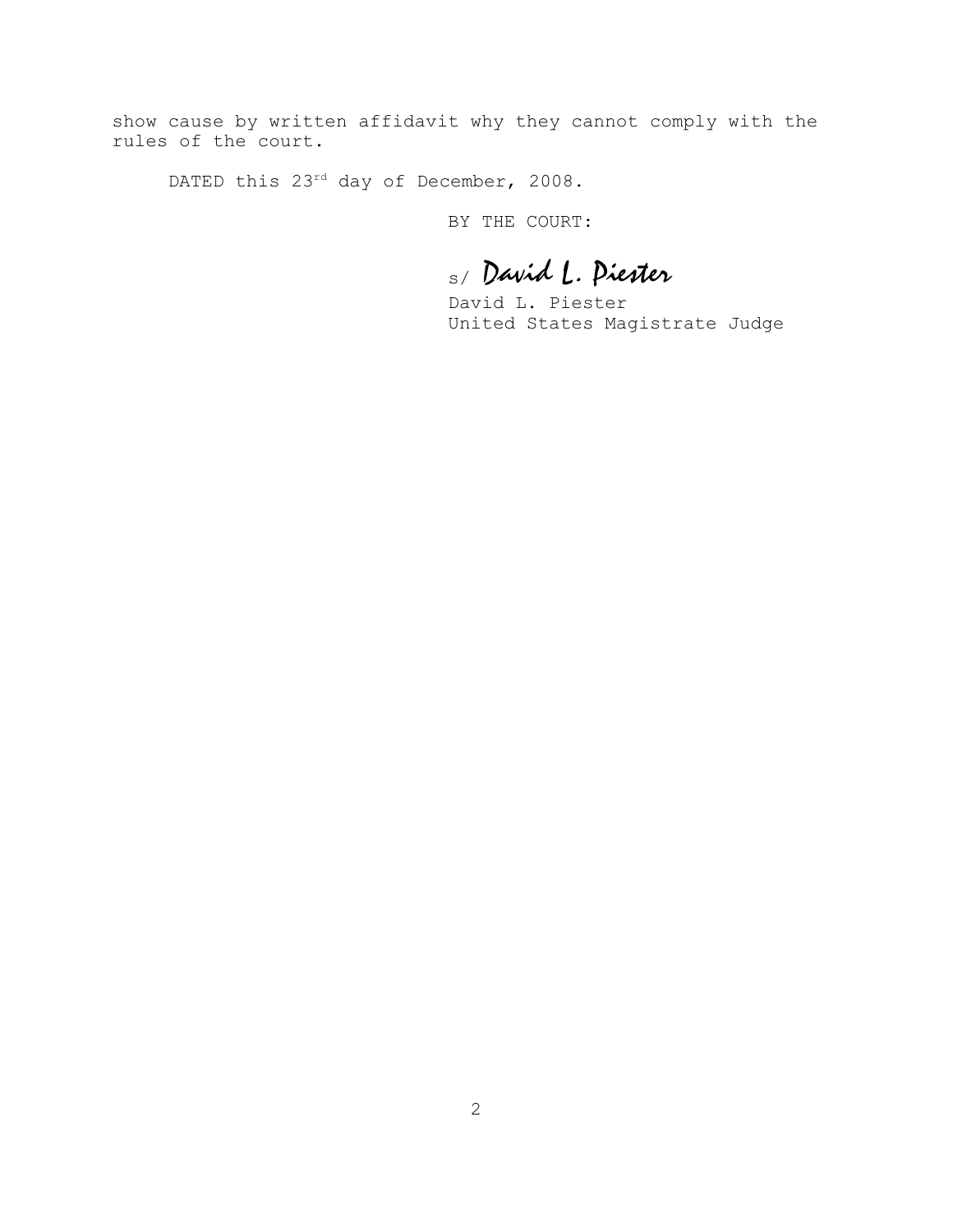show cause by written affidavit why they cannot comply with the rules of the court.

DATED this 23rd day of December, 2008.

BY THE COURT:

s/ David L. Piester

David L. Piester
United States Magistrate Judge